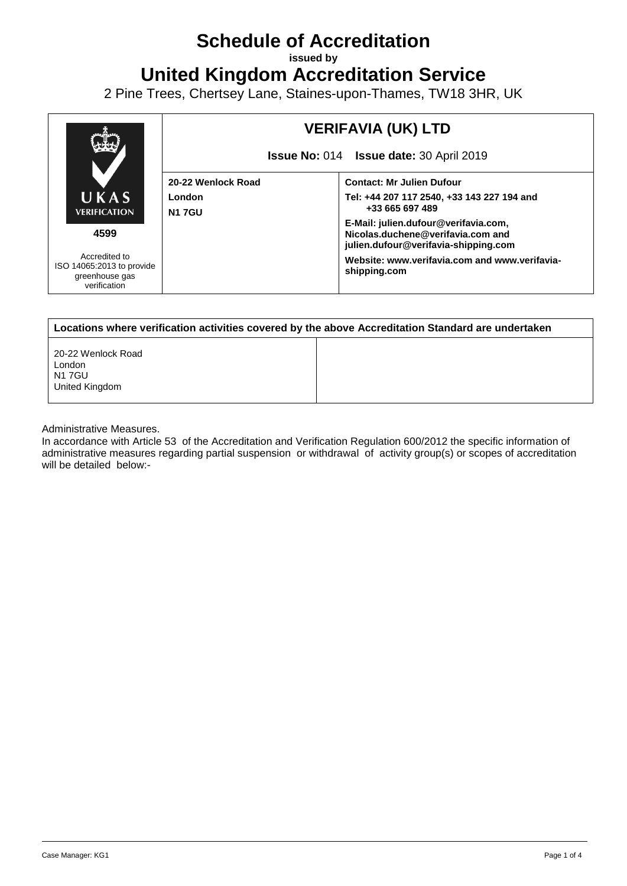# Schedule of Accreditation

**issued by**

# United Kingdom Accreditation Service

2 Pine Trees, Chertsey Lane, Staines-upon-Thames, TW18 3HR, UK

| UKAS VERIFICATION 4599 Accredited to ISO 14065:2013 to provide greenhouse gas verification | **VERIFAVIA (UK) LTD** **Issue No:** 014 **Issue date:** 30 April 2019 | |
|---|---|---|
| | **20-22 Wenlock Road** **London** **N1 7GU** | **Contact: Mr Julien Dufour** **Tel: +44 207 117 2540, +33 143 227 194 and +33 665 697 489** **E-Mail: julien.dufour@verifavia.com, Nicolas.duchene@verifavia.com and julien.dufour@verifavia-shipping.com** **Website: www.verifavia.com and www.verifavia-shipping.com** |

| **Locations where verification activities covered by the above Accreditation Standard are undertaken** | |
|---|---|
| 20-22 Wenlock Road London N1 7GU United Kingdom | |

Administrative Measures.

In accordance with Article 53 of the Accreditation and Verification Regulation 600/2012 the specific information of administrative measures regarding partial suspension or withdrawal of activity group(s) or scopes of accreditation will be detailed below:-

Case Manager: KG1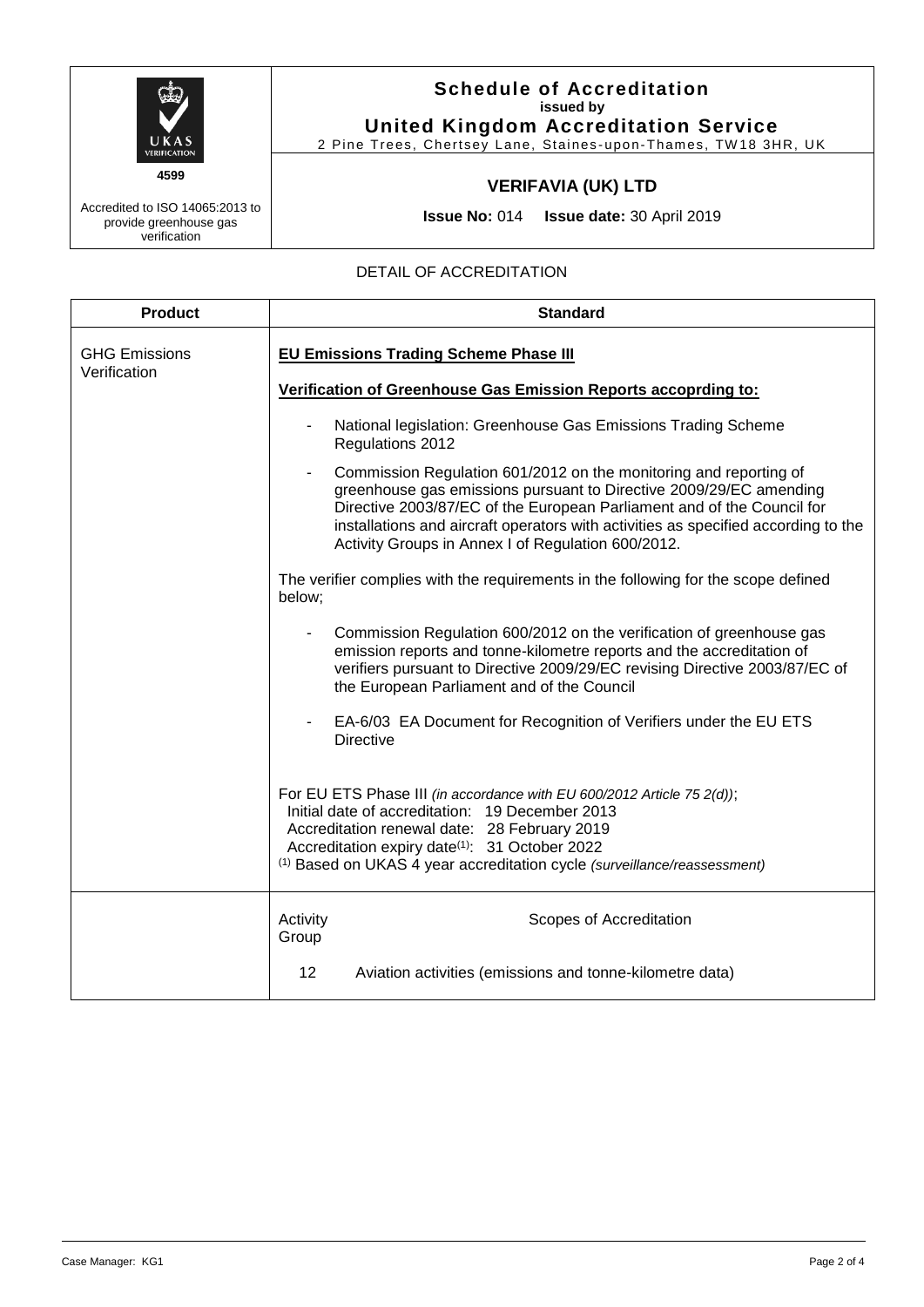**Schedule of Accreditation**
**issued by**
**United Kingdom Accreditation Service**
2 Pine Trees, Chertsey Lane, Staines-upon-Thames, TW18 3HR, UK

UKAS VERIFICATION
**4599**

Accredited to ISO 14065:2013 to provide greenhouse gas verification

## VERIFAVIA (UK) LTD

**Issue No:** 014 **Issue date:** 30 April 2019

DETAIL OF ACCREDITATION

| Product | Standard |
|---|---|
| GHG Emissions Verification | **EU Emissions Trading Scheme Phase III**<br><br>**Verification of Greenhouse Gas Emission Reports accoprding to:**<br><br>- National legislation: Greenhouse Gas Emissions Trading Scheme Regulations 2012<br>- Commission Regulation 601/2012 on the monitoring and reporting of greenhouse gas emissions pursuant to Directive 2009/29/EC amending Directive 2003/87/EC of the European Parliament and of the Council for installations and aircraft operators with activities as specified according to the Activity Groups in Annex I of Regulation 600/2012.<br><br>The verifier complies with the requirements in the following for the scope defined below;<br><br>- Commission Regulation 600/2012 on the verification of greenhouse gas emission reports and tonne-kilometre reports and the accreditation of verifiers pursuant to Directive 2009/29/EC revising Directive 2003/87/EC of the European Parliament and of the Council<br>- EA-6/03 EA Document for Recognition of Verifiers under the EU ETS Directive<br><br>For EU ETS Phase III *(in accordance with EU 600/2012 Article 75 2(d))*;<br>Initial date of accreditation: 19 December 2013<br>Accreditation renewal date: 28 February 2019<br>Accreditation expiry date(1): 31 October 2022<br>(1) Based on UKAS 4 year accreditation cycle *(surveillance/reassessment)* |
| | Activity Group — Scopes of Accreditation<br><br>12 — Aviation activities (emissions and tonne-kilometre data) |

Case Manager: KG1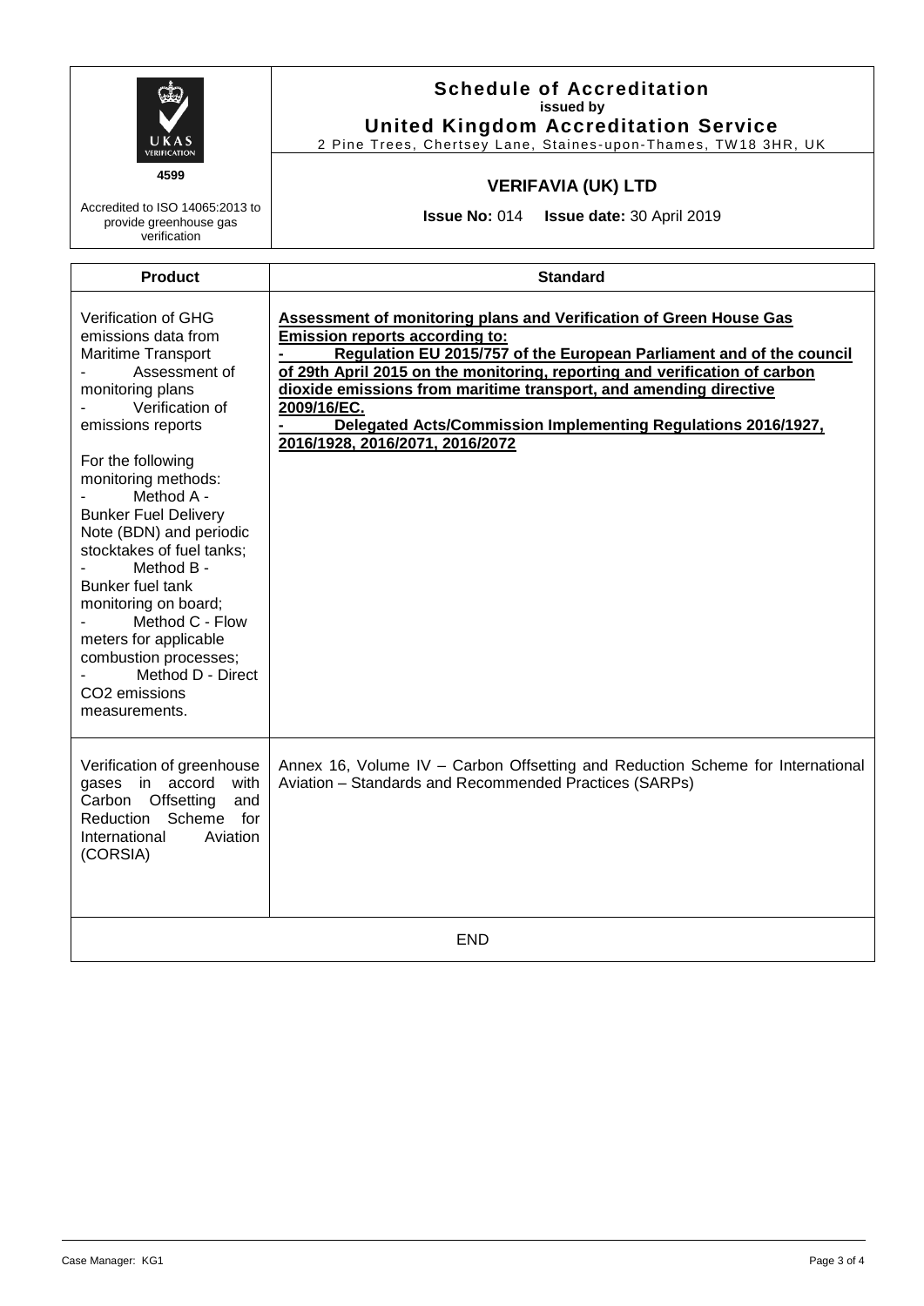UKAS VERIFICATION

4599

Accredited to ISO 14065:2013 to provide greenhouse gas verification

**Schedule of Accreditation**
**issued by**
**United Kingdom Accreditation Service**
2 Pine Trees, Chertsey Lane, Staines-upon-Thames, TW18 3HR, UK

**VERIFAVIA (UK) LTD**

**Issue No:** 014 **Issue date:** 30 April 2019

| Product | Standard |
|---|---|
| Verification of GHG emissions data from Maritime Transport<br>- Assessment of monitoring plans<br>- Verification of emissions reports<br><br>For the following monitoring methods:<br>- Method A - Bunker Fuel Delivery Note (BDN) and periodic stocktakes of fuel tanks;<br>- Method B - Bunker fuel tank monitoring on board;<br>- Method C - Flow meters for applicable combustion processes;<br>- Method D - Direct $CO_2$ emissions measurements. | **Assessment of monitoring plans and Verification of Green House Gas Emission reports according to:**<br>- **Regulation EU 2015/757 of the European Parliament and of the council of 29th April 2015 on the monitoring, reporting and verification of carbon dioxide emissions from maritime transport, and amending directive 2009/16/EC.**<br>- **Delegated Acts/Commission Implementing Regulations 2016/1927, 2016/1928, 2016/2071, 2016/2072** |
| Verification of greenhouse gases in accord with Carbon Offsetting and Reduction Scheme for International Aviation (CORSIA) | Annex 16, Volume IV – Carbon Offsetting and Reduction Scheme for International Aviation – Standards and Recommended Practices (SARPs) |

END

Case Manager: KG1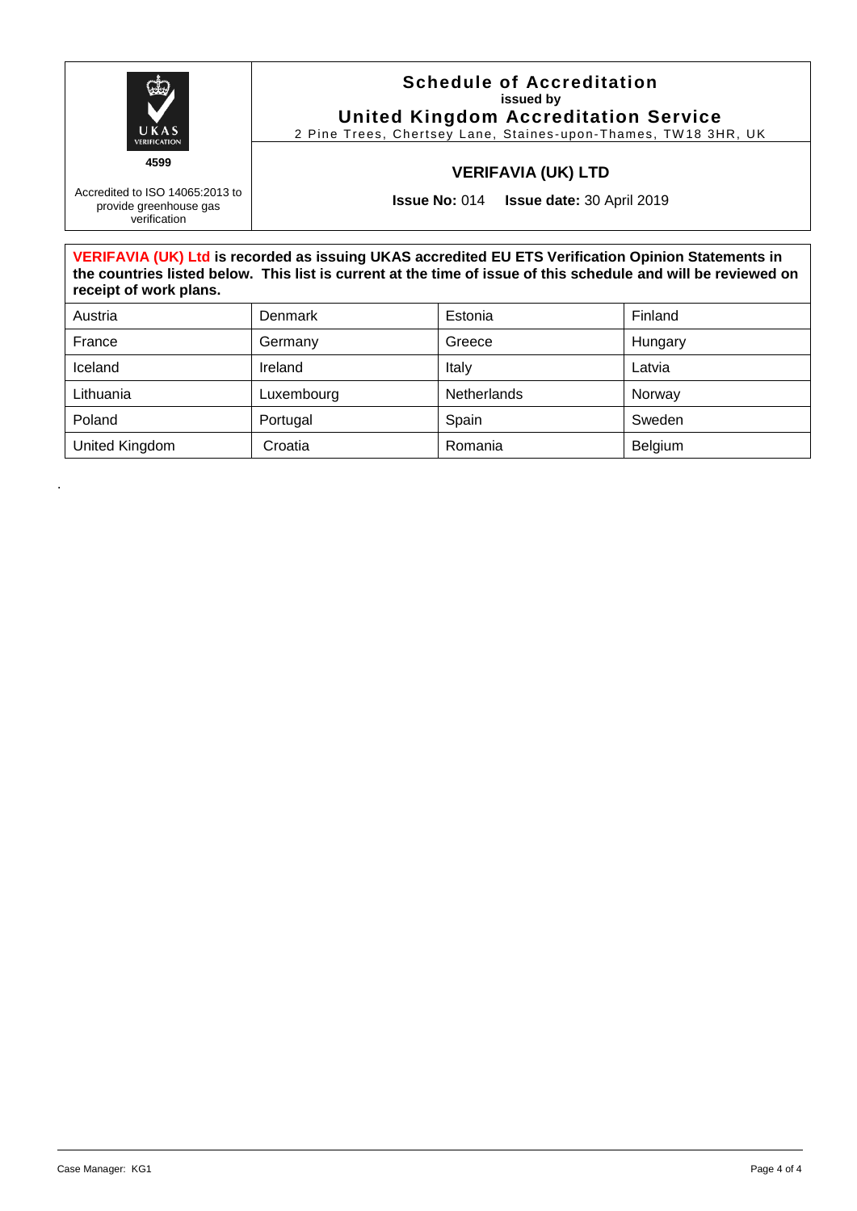**4599**

Accredited to ISO 14065:2013 to provide greenhouse gas verification

# Schedule of Accreditation

**issued by**

## United Kingdom Accreditation Service

2 Pine Trees, Chertsey Lane, Staines-upon-Thames, TW18 3HR, UK

## VERIFAVIA (UK) LTD

**Issue No:** 014 **Issue date:** 30 April 2019

**VERIFAVIA (UK) Ltd is recorded as issuing UKAS accredited EU ETS Verification Opinion Statements in the countries listed below. This list is current at the time of issue of this schedule and will be reviewed on receipt of work plans.**

| | | | |
|---|---|---|---|
| Austria | Denmark | Estonia | Finland |
| France | Germany | Greece | Hungary |
| Iceland | Ireland | Italy | Latvia |
| Lithuania | Luxembourg | Netherlands | Norway |
| Poland | Portugal | Spain | Sweden |
| United Kingdom | Croatia | Romania | Belgium |

.

Case Manager: KG1